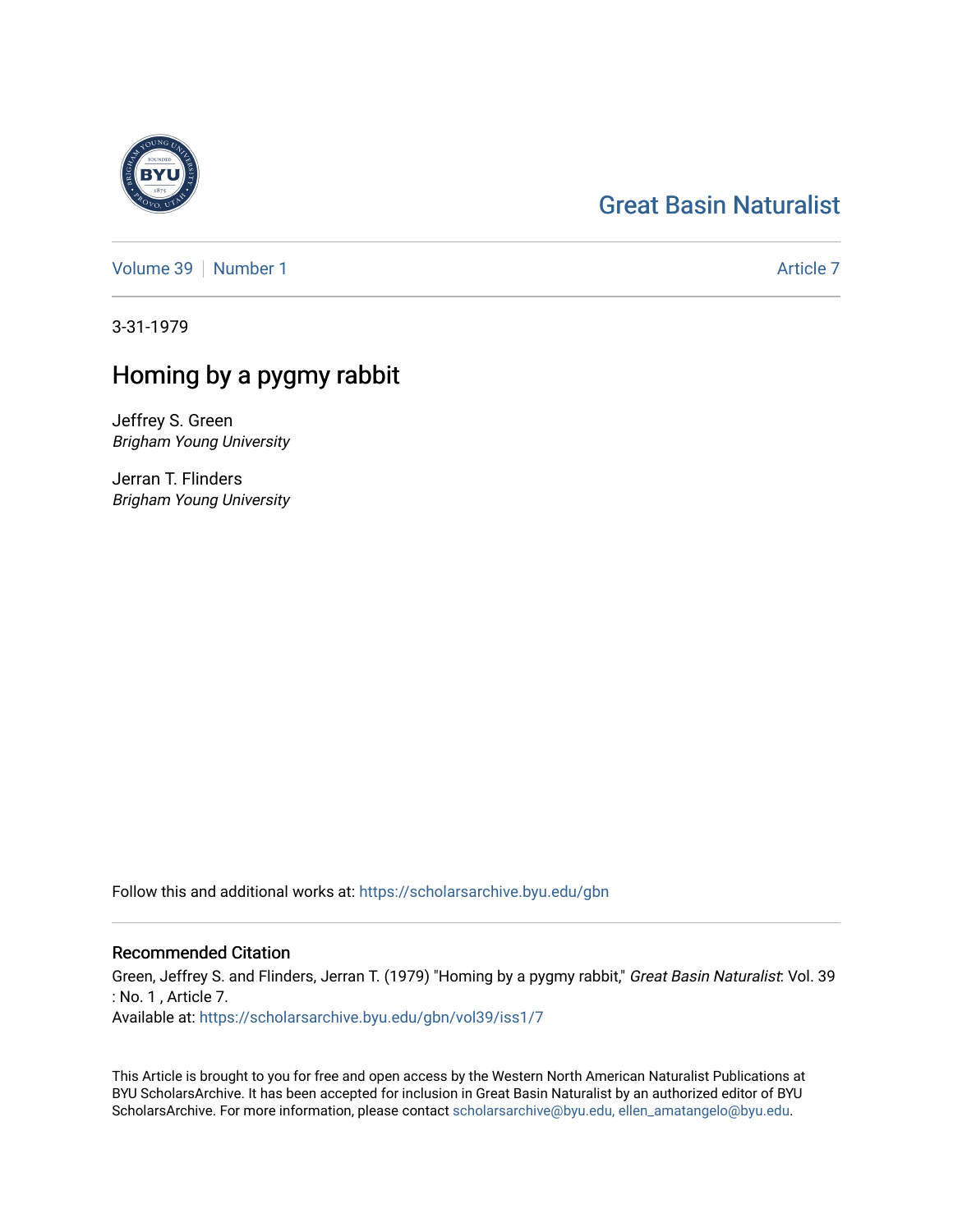Great Basin Naturalist

Volume 39 | Number 1 — Article 7

3-31-1979

# Homing by a pygmy rabbit

Jeffrey S. Green
*Brigham Young University*

Jerran T. Flinders
*Brigham Young University*

Follow this and additional works at: https://scholarsarchive.byu.edu/gbn

## Recommended Citation

Green, Jeffrey S. and Flinders, Jerran T. (1979) "Homing by a pygmy rabbit," *Great Basin Naturalist*: Vol. 39 : No. 1 , Article 7.
Available at: https://scholarsarchive.byu.edu/gbn/vol39/iss1/7

This Article is brought to you for free and open access by the Western North American Naturalist Publications at BYU ScholarsArchive. It has been accepted for inclusion in Great Basin Naturalist by an authorized editor of BYU ScholarsArchive. For more information, please contact scholarsarchive@byu.edu, ellen_amatangelo@byu.edu.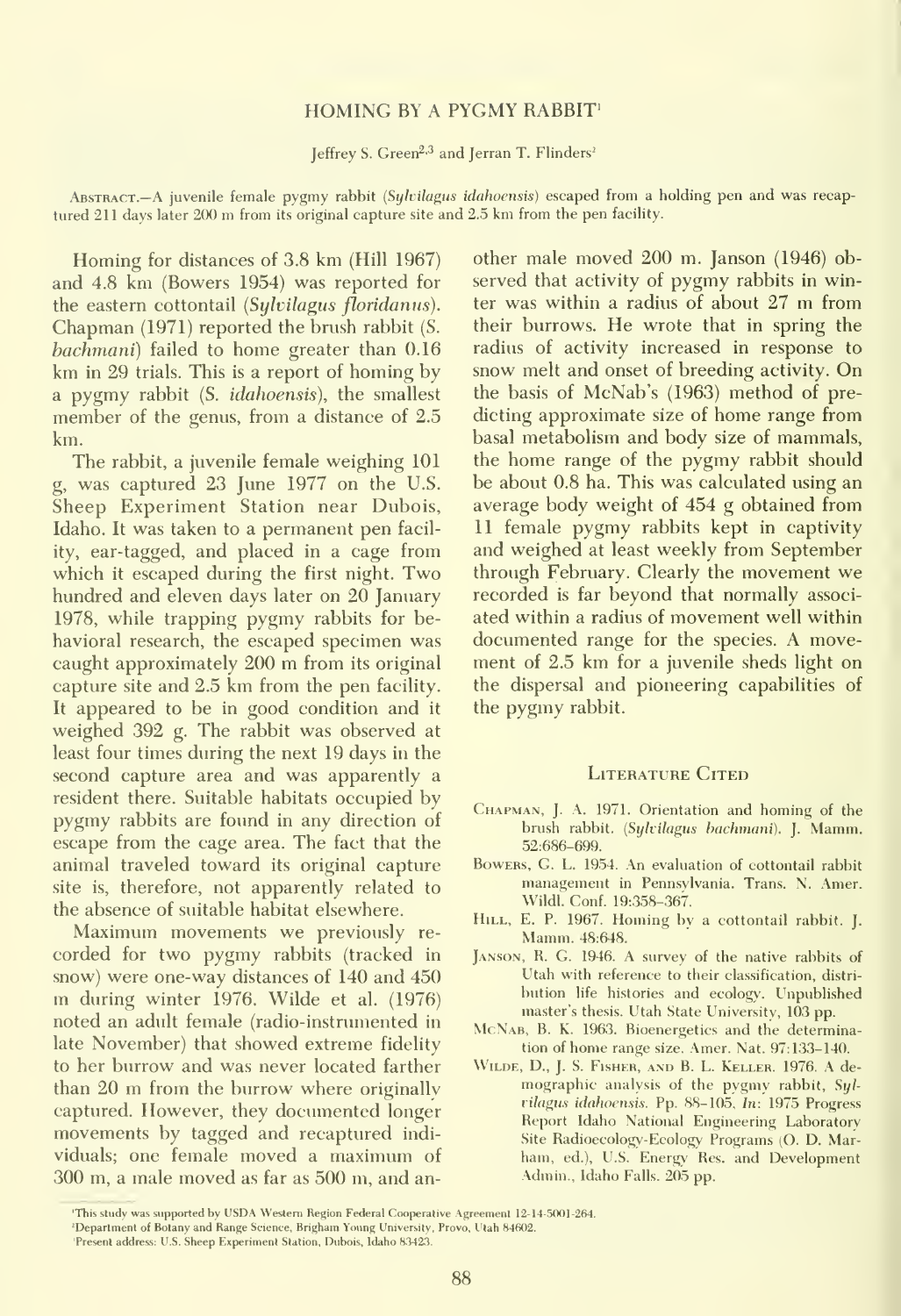# HOMING BY A PYGMY RABBIT[1]

Jeffrey S. Green[2,3] and Jerran T. Flinders[2]

Abstract.—A juvenile female pygmy rabbit (*Sylvilagus idahoensis*) escaped from a holding pen and was recaptured 211 days later 200 m from its original capture site and 2.5 km from the pen facility.

Homing for distances of 3.8 km (Hill 1967) and 4.8 km (Bowers 1954) was reported for the eastern cottontail (*Sylvilagus floridanus*). Chapman (1971) reported the brush rabbit (*S. bachmani*) failed to home greater than 0.16 km in 29 trials. This is a report of homing by a pygmy rabbit (*S. idahoensis*), the smallest member of the genus, from a distance of 2.5 km.

The rabbit, a juvenile female weighing 101 g, was captured 23 June 1977 on the U.S. Sheep Experiment Station near Dubois, Idaho. It was taken to a permanent pen facility, ear-tagged, and placed in a cage from which it escaped during the first night. Two hundred and eleven days later on 20 January 1978, while trapping pygmy rabbits for behavioral research, the escaped specimen was caught approximately 200 m from its original capture site and 2.5 km from the pen facility. It appeared to be in good condition and it weighed 392 g. The rabbit was observed at least four times during the next 19 days in the second capture area and was apparently a resident there. Suitable habitats occupied by pygmy rabbits are found in any direction of escape from the cage area. The fact that the animal traveled toward its original capture site is, therefore, not apparently related to the absence of suitable habitat elsewhere.

Maximum movements we previously recorded for two pygmy rabbits (tracked in snow) were one-way distances of 140 and 450 m during winter 1976. Wilde et al. (1976) noted an adult female (radio-instrumented in late November) that showed extreme fidelity to her burrow and was never located farther than 20 m from the burrow where originally captured. However, they documented longer movements by tagged and recaptured individuals; one female moved a maximum of 300 m, a male moved as far as 500 m, and another male moved 200 m. Janson (1946) observed that activity of pygmy rabbits in winter was within a radius of about 27 m from their burrows. He wrote that in spring the radius of activity increased in response to snow melt and onset of breeding activity. On the basis of McNab's (1963) method of predicting approximate size of home range from basal metabolism and body size of mammals, the home range of the pygmy rabbit should be about 0.8 ha. This was calculated using an average body weight of 454 g obtained from 11 female pygmy rabbits kept in captivity and weighed at least weekly from September through February. Clearly the movement we recorded is far beyond that normally associated within a radius of movement well within documented range for the species. A movement of 2.5 km for a juvenile sheds light on the dispersal and pioneering capabilities of the pygmy rabbit.

## Literature Cited

Chapman, J. A. 1971. Orientation and homing of the brush rabbit. (*Sylvilagus bachmani*). J. Mamm. 52:686–699.

Bowers, G. L. 1954. An evaluation of cottontail rabbit management in Pennsylvania. Trans. N. Amer. Wildl. Conf. 19:358–367.

Hill, E. P. 1967. Homing by a cottontail rabbit. J. Mamm. 48:648.

Janson, R. G. 1946. A survey of the native rabbits of Utah with reference to their classification, distribution life histories and ecology. Unpublished master's thesis. Utah State University, 103 pp.

McNab, B. K. 1963. Bioenergetics and the determination of home range size. Amer. Nat. 97:133–140.

Wilde, D., J. S. Fisher, and B. L. Keller. 1976. A demographic analysis of the pygmy rabbit, *Sylvilagus idahoensis*. Pp. 88–105. *In*: 1975 Progress Report Idaho National Engineering Laboratory Site Radioecology-Ecology Programs (O. D. Markham, ed.), U.S. Energy Res. and Development Admin., Idaho Falls. 205 pp.

[1]This study was supported by USDA Western Region Federal Cooperative Agreement 12-14-5001-264.
[2]Department of Botany and Range Science, Brigham Young University, Provo, Utah 84602.
[3]Present address: U.S. Sheep Experiment Station, Dubois, Idaho 83423.